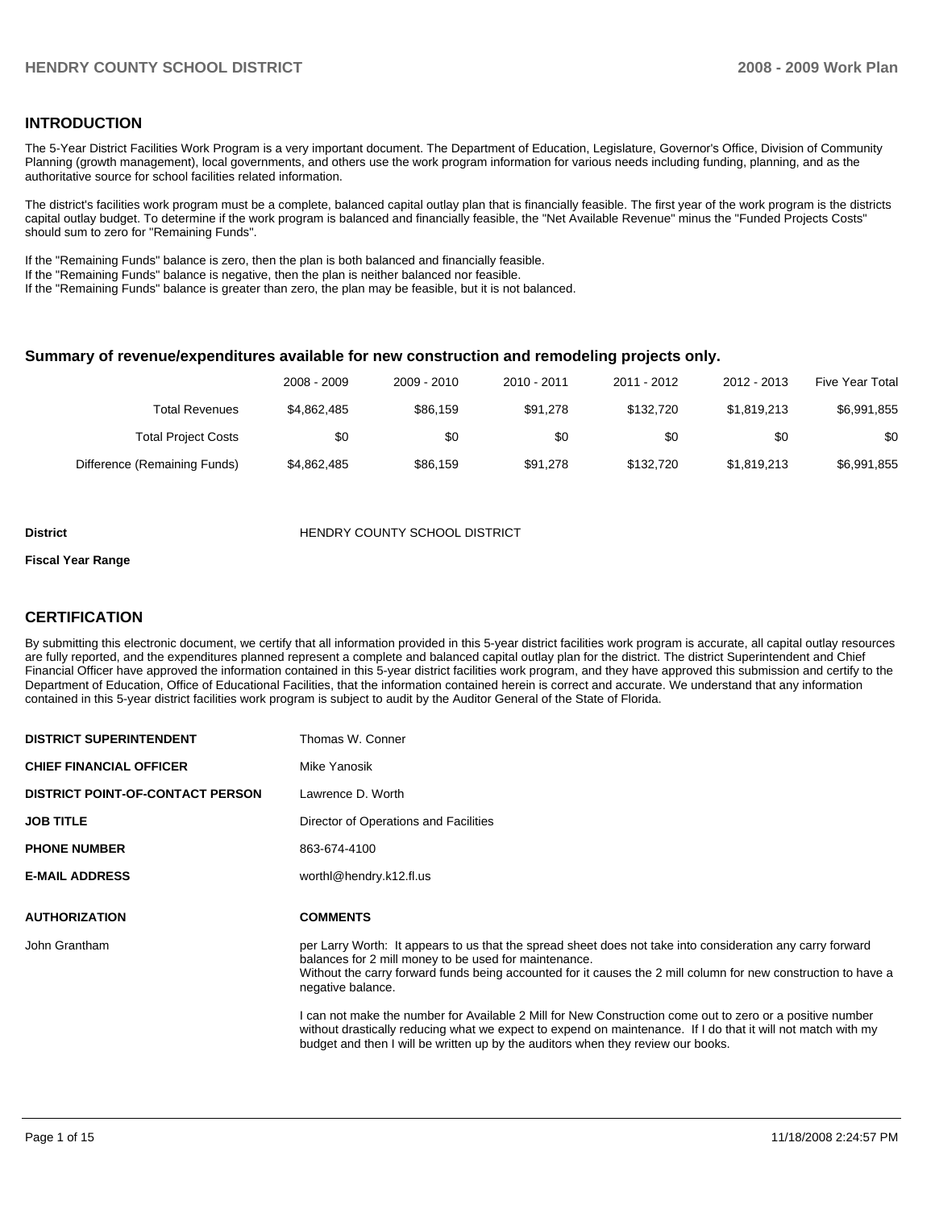## INTRODUCTION

The 5-Year District Facilities Work Program is a very important document. The Department of Education, Legislature, Governor's Office, Division of Community Planning (growth management), local governments, and others use the work program information for various needs including funding, planning, and as the authoritative source for school facilities related information.

The district's facilities work program must be a complete, balanced capital outlay plan that is financially feasible. The first year of the work program is the districts capital outlay budget. To determine if the work program is balanced and financially feasible, the "Net Available Revenue" minus the "Funded Projects Costs" should sum to zero for "Remaining Funds".

If the "Remaining Funds" balance is zero, then the plan is both balanced and financially feasible.
If the "Remaining Funds" balance is negative, then the plan is neither balanced nor feasible.
If the "Remaining Funds" balance is greater than zero, the plan may be feasible, but it is not balanced.

### Summary of revenue/expenditures available for new construction and remodeling projects only.

| | 2008 - 2009 | 2009 - 2010 | 2010 - 2011 | 2011 - 2012 | 2012 - 2013 | Five Year Total |
|---|---|---|---|---|---|---|
| Total Revenues | $4,862,485 | $86,159 | $91,278 | $132,720 | $1,819,213 | $6,991,855 |
| Total Project Costs | $0 | $0 | $0 | $0 | $0 | $0 |
| Difference (Remaining Funds) | $4,862,485 | $86,159 | $91,278 | $132,720 | $1,819,213 | $6,991,855 |

**District** HENDRY COUNTY SCHOOL DISTRICT

**Fiscal Year Range**

## CERTIFICATION

By submitting this electronic document, we certify that all information provided in this 5-year district facilities work program is accurate, all capital outlay resources are fully reported, and the expenditures planned represent a complete and balanced capital outlay plan for the district. The district Superintendent and Chief Financial Officer have approved the information contained in this 5-year district facilities work program, and they have approved this submission and certify to the Department of Education, Office of Educational Facilities, that the information contained herein is correct and accurate. We understand that any information contained in this 5-year district facilities work program is subject to audit by the Auditor General of the State of Florida.

| | |
|---|---|
| **DISTRICT SUPERINTENDENT** | Thomas W. Conner |
| **CHIEF FINANCIAL OFFICER** | Mike Yanosik |
| **DISTRICT POINT-OF-CONTACT PERSON** | Lawrence D. Worth |
| **JOB TITLE** | Director of Operations and Facilities |
| **PHONE NUMBER** | 863-674-4100 |
| **E-MAIL ADDRESS** | worthl@hendry.k12.fl.us |

| **AUTHORIZATION** | **COMMENTS** |
|---|---|
| John Grantham | per Larry Worth: It appears to us that the spread sheet does not take into consideration any carry forward balances for 2 mill money to be used for maintenance. Without the carry forward funds being accounted for it causes the 2 mill column for new construction to have a negative balance.<br><br>I can not make the number for Available 2 Mill for New Construction come out to zero or a positive number without drastically reducing what we expect to expend on maintenance. If I do that it will not match with my budget and then I will be written up by the auditors when they review our books. |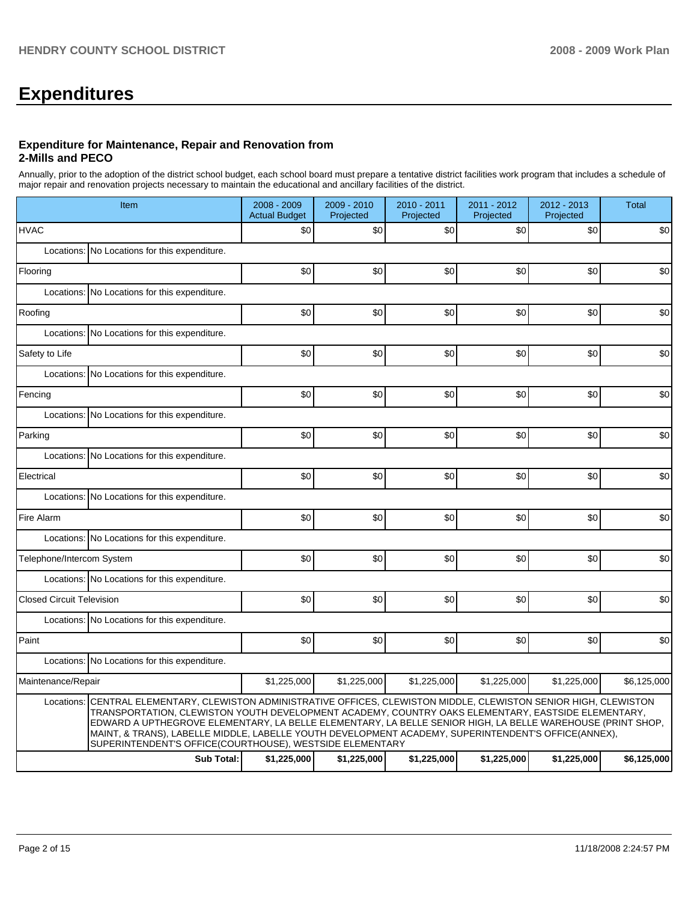# Expenditures

### Expenditure for Maintenance, Repair and Renovation from 2-Mills and PECO

Annually, prior to the adoption of the district school budget, each school board must prepare a tentative district facilities work program that includes a schedule of major repair and renovation projects necessary to maintain the educational and ancillary facilities of the district.

| Item | | 2008 - 2009 Actual Budget | 2009 - 2010 Projected | 2010 - 2011 Projected | 2011 - 2012 Projected | 2012 - 2013 Projected | Total |
|---|---|---|---|---|---|---|---|
| HVAC | | $0 | $0 | $0 | $0 | $0 | $0 |
| Locations: | No Locations for this expenditure. | | | | | | |
| Flooring | | $0 | $0 | $0 | $0 | $0 | $0 |
| Locations: | No Locations for this expenditure. | | | | | | |
| Roofing | | $0 | $0 | $0 | $0 | $0 | $0 |
| Locations: | No Locations for this expenditure. | | | | | | |
| Safety to Life | | $0 | $0 | $0 | $0 | $0 | $0 |
| Locations: | No Locations for this expenditure. | | | | | | |
| Fencing | | $0 | $0 | $0 | $0 | $0 | $0 |
| Locations: | No Locations for this expenditure. | | | | | | |
| Parking | | $0 | $0 | $0 | $0 | $0 | $0 |
| Locations: | No Locations for this expenditure. | | | | | | |
| Electrical | | $0 | $0 | $0 | $0 | $0 | $0 |
| Locations: | No Locations for this expenditure. | | | | | | |
| Fire Alarm | | $0 | $0 | $0 | $0 | $0 | $0 |
| Locations: | No Locations for this expenditure. | | | | | | |
| Telephone/Intercom System | | $0 | $0 | $0 | $0 | $0 | $0 |
| Locations: | No Locations for this expenditure. | | | | | | |
| Closed Circuit Television | | $0 | $0 | $0 | $0 | $0 | $0 |
| Locations: | No Locations for this expenditure. | | | | | | |
| Paint | | $0 | $0 | $0 | $0 | $0 | $0 |
| Locations: | No Locations for this expenditure. | | | | | | |
| Maintenance/Repair | | $1,225,000 | $1,225,000 | $1,225,000 | $1,225,000 | $1,225,000 | $6,125,000 |
| Locations: | CENTRAL ELEMENTARY, CLEWISTON ADMINISTRATIVE OFFICES, CLEWISTON MIDDLE, CLEWISTON SENIOR HIGH, CLEWISTON TRANSPORTATION, CLEWISTON YOUTH DEVELOPMENT ACADEMY, COUNTRY OAKS ELEMENTARY, EASTSIDE ELEMENTARY, EDWARD A UPTHEGROVE ELEMENTARY, LA BELLE ELEMENTARY, LA BELLE SENIOR HIGH, LA BELLE WAREHOUSE (PRINT SHOP, MAINT, & TRANS), LABELLE MIDDLE, LABELLE YOUTH DEVELOPMENT ACADEMY, SUPERINTENDENT'S OFFICE(ANNEX), SUPERINTENDENT'S OFFICE(COURTHOUSE), WESTSIDE ELEMENTARY | | | | | | |
| | **Sub Total:** | **$1,225,000** | **$1,225,000** | **$1,225,000** | **$1,225,000** | **$1,225,000** | **$6,125,000** |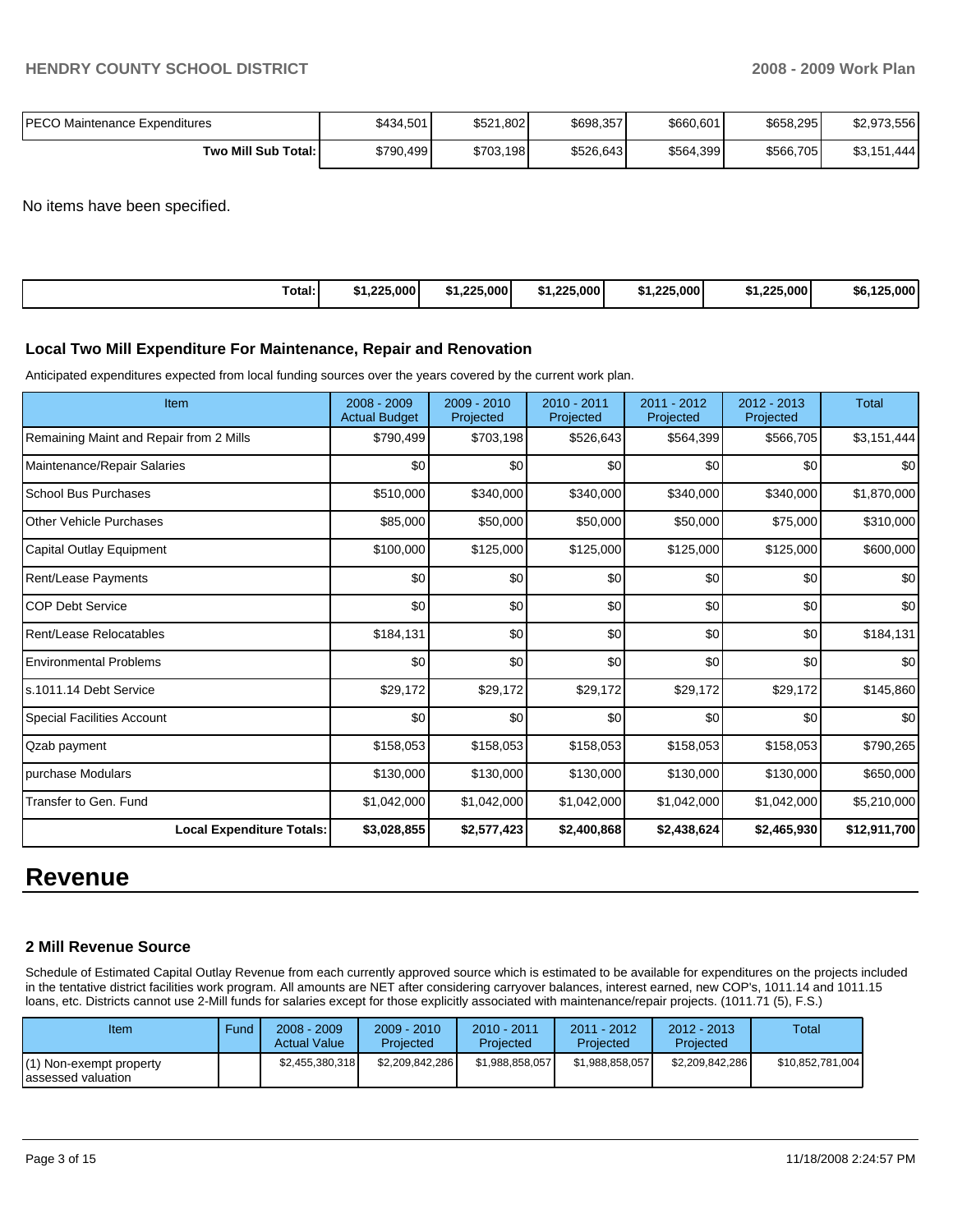| | | | | | | |
|---|---|---|---|---|---|---|
| PECO Maintenance Expenditures | $434,501 | $521,802 | $698,357 | $660,601 | $658,295 | $2,973,556 |
| **Two Mill Sub Total:** | $790,499 | $703,198 | $526,643 | $564,399 | $566,705 | $3,151,444 |

No items have been specified.

| | | | | | | |
|---|---|---|---|---|---|---|
| **Total:** | **$1,225,000** | **$1,225,000** | **$1,225,000** | **$1,225,000** | **$1,225,000** | **$6,125,000** |

### Local Two Mill Expenditure For Maintenance, Repair and Renovation

Anticipated expenditures expected from local funding sources over the years covered by the current work plan.

| Item | 2008 - 2009 Actual Budget | 2009 - 2010 Projected | 2010 - 2011 Projected | 2011 - 2012 Projected | 2012 - 2013 Projected | Total |
|---|---|---|---|---|---|---|
| Remaining Maint and Repair from 2 Mills | $790,499 | $703,198 | $526,643 | $564,399 | $566,705 | $3,151,444 |
| Maintenance/Repair Salaries | $0 | $0 | $0 | $0 | $0 | $0 |
| School Bus Purchases | $510,000 | $340,000 | $340,000 | $340,000 | $340,000 | $1,870,000 |
| Other Vehicle Purchases | $85,000 | $50,000 | $50,000 | $50,000 | $75,000 | $310,000 |
| Capital Outlay Equipment | $100,000 | $125,000 | $125,000 | $125,000 | $125,000 | $600,000 |
| Rent/Lease Payments | $0 | $0 | $0 | $0 | $0 | $0 |
| COP Debt Service | $0 | $0 | $0 | $0 | $0 | $0 |
| Rent/Lease Relocatables | $184,131 | $0 | $0 | $0 | $0 | $184,131 |
| Environmental Problems | $0 | $0 | $0 | $0 | $0 | $0 |
| s.1011.14 Debt Service | $29,172 | $29,172 | $29,172 | $29,172 | $29,172 | $145,860 |
| Special Facilities Account | $0 | $0 | $0 | $0 | $0 | $0 |
| Qzab payment | $158,053 | $158,053 | $158,053 | $158,053 | $158,053 | $790,265 |
| purchase Modulars | $130,000 | $130,000 | $130,000 | $130,000 | $130,000 | $650,000 |
| Transfer to Gen. Fund | $1,042,000 | $1,042,000 | $1,042,000 | $1,042,000 | $1,042,000 | $5,210,000 |
| **Local Expenditure Totals:** | **$3,028,855** | **$2,577,423** | **$2,400,868** | **$2,438,624** | **$2,465,930** | **$12,911,700** |

# Revenue

### 2 Mill Revenue Source

Schedule of Estimated Capital Outlay Revenue from each currently approved source which is estimated to be available for expenditures on the projects included in the tentative district facilities work program. All amounts are NET after considering carryover balances, interest earned, new COP's, 1011.14 and 1011.15 loans, etc. Districts cannot use 2-Mill funds for salaries except for those explicitly associated with maintenance/repair projects. (1011.71 (5), F.S.)

| Item | Fund | 2008 - 2009 Actual Value | 2009 - 2010 Projected | 2010 - 2011 Projected | 2011 - 2012 Projected | 2012 - 2013 Projected | Total |
|---|---|---|---|---|---|---|---|
| (1) Non-exempt property assessed valuation | | $2,455,380,318 | $2,209,842,286 | $1,988,858,057 | $1,988,858,057 | $2,209,842,286 | $10,852,781,004 |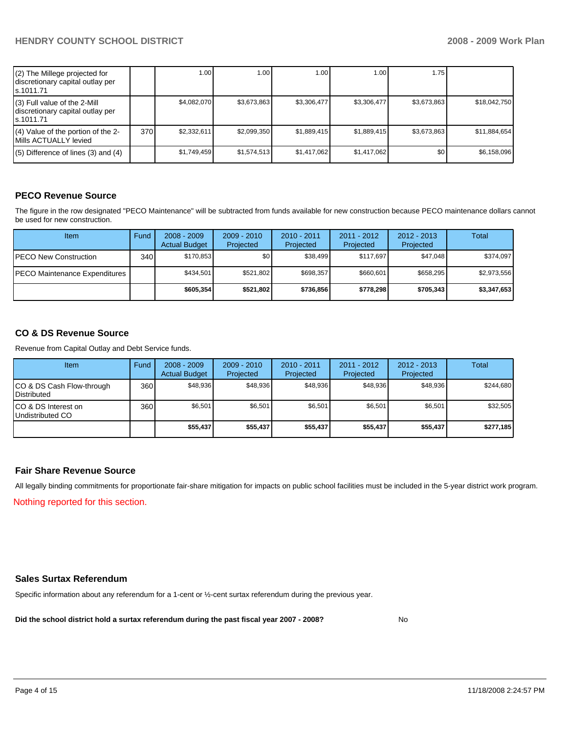| | | | | | | | |
|---|---|---|---|---|---|---|---|
| (2) The Millege projected for discretionary capital outlay per s.1011.71 | | 1.00 | 1.00 | 1.00 | 1.00 | 1.75 | |
| (3) Full value of the 2-Mill discretionary capital outlay per s.1011.71 | | $4,082,070 | $3,673,863 | $3,306,477 | $3,306,477 | $3,673,863 | $18,042,750 |
| (4) Value of the portion of the 2-Mills ACTUALLY levied | 370 | $2,332,611 | $2,099,350 | $1,889,415 | $1,889,415 | $3,673,863 | $11,884,654 |
| (5) Difference of lines (3) and (4) | | $1,749,459 | $1,574,513 | $1,417,062 | $1,417,062 | $0 | $6,158,096 |

## PECO Revenue Source

The figure in the row designated "PECO Maintenance" will be subtracted from funds available for new construction because PECO maintenance dollars cannot be used for new construction.

| Item | Fund | 2008 - 2009 Actual Budget | 2009 - 2010 Projected | 2010 - 2011 Projected | 2011 - 2012 Projected | 2012 - 2013 Projected | Total |
|---|---|---|---|---|---|---|---|
| PECO New Construction | 340 | $170,853 | $0 | $38,499 | $117,697 | $47,048 | $374,097 |
| PECO Maintenance Expenditures | | $434,501 | $521,802 | $698,357 | $660,601 | $658,295 | $2,973,556 |
| | | **$605,354** | **$521,802** | **$736,856** | **$778,298** | **$705,343** | **$3,347,653** |

## CO & DS Revenue Source

Revenue from Capital Outlay and Debt Service funds.

| Item | Fund | 2008 - 2009 Actual Budget | 2009 - 2010 Projected | 2010 - 2011 Projected | 2011 - 2012 Projected | 2012 - 2013 Projected | Total |
|---|---|---|---|---|---|---|---|
| CO & DS Cash Flow-through Distributed | 360 | $48,936 | $48,936 | $48,936 | $48,936 | $48,936 | $244,680 |
| CO & DS Interest on Undistributed CO | 360 | $6,501 | $6,501 | $6,501 | $6,501 | $6,501 | $32,505 |
| | | **$55,437** | **$55,437** | **$55,437** | **$55,437** | **$55,437** | **$277,185** |

## Fair Share Revenue Source

All legally binding commitments for proportionate fair-share mitigation for impacts on public school facilities must be included in the 5-year district work program.

Nothing reported for this section.

## Sales Surtax Referendum

Specific information about any referendum for a 1-cent or ½-cent surtax referendum during the previous year.

**Did the school district hold a surtax referendum during the past fiscal year 2007 - 2008?** No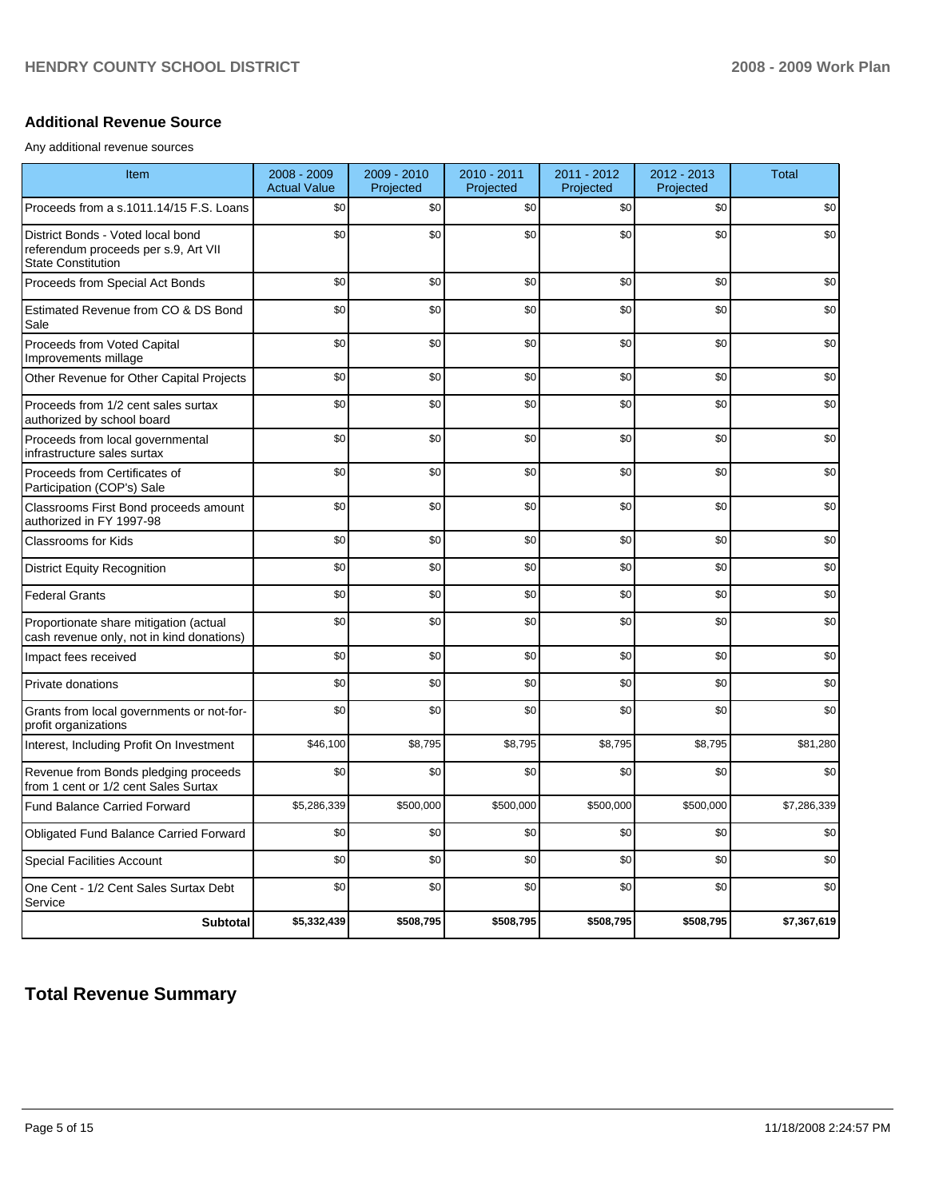## Additional Revenue Source

Any additional revenue sources

| Item | 2008 - 2009 Actual Value | 2009 - 2010 Projected | 2010 - 2011 Projected | 2011 - 2012 Projected | 2012 - 2013 Projected | Total |
|---|---|---|---|---|---|---|
| Proceeds from a s.1011.14/15 F.S. Loans | $0 | $0 | $0 | $0 | $0 | $0 |
| District Bonds - Voted local bond referendum proceeds per s.9, Art VII State Constitution | $0 | $0 | $0 | $0 | $0 | $0 |
| Proceeds from Special Act Bonds | $0 | $0 | $0 | $0 | $0 | $0 |
| Estimated Revenue from CO & DS Bond Sale | $0 | $0 | $0 | $0 | $0 | $0 |
| Proceeds from Voted Capital Improvements millage | $0 | $0 | $0 | $0 | $0 | $0 |
| Other Revenue for Other Capital Projects | $0 | $0 | $0 | $0 | $0 | $0 |
| Proceeds from 1/2 cent sales surtax authorized by school board | $0 | $0 | $0 | $0 | $0 | $0 |
| Proceeds from local governmental infrastructure sales surtax | $0 | $0 | $0 | $0 | $0 | $0 |
| Proceeds from Certificates of Participation (COP's) Sale | $0 | $0 | $0 | $0 | $0 | $0 |
| Classrooms First Bond proceeds amount authorized in FY 1997-98 | $0 | $0 | $0 | $0 | $0 | $0 |
| Classrooms for Kids | $0 | $0 | $0 | $0 | $0 | $0 |
| District Equity Recognition | $0 | $0 | $0 | $0 | $0 | $0 |
| Federal Grants | $0 | $0 | $0 | $0 | $0 | $0 |
| Proportionate share mitigation (actual cash revenue only, not in kind donations) | $0 | $0 | $0 | $0 | $0 | $0 |
| Impact fees received | $0 | $0 | $0 | $0 | $0 | $0 |
| Private donations | $0 | $0 | $0 | $0 | $0 | $0 |
| Grants from local governments or not-for-profit organizations | $0 | $0 | $0 | $0 | $0 | $0 |
| Interest, Including Profit On Investment | $46,100 | $8,795 | $8,795 | $8,795 | $8,795 | $81,280 |
| Revenue from Bonds pledging proceeds from 1 cent or 1/2 cent Sales Surtax | $0 | $0 | $0 | $0 | $0 | $0 |
| Fund Balance Carried Forward | $5,286,339 | $500,000 | $500,000 | $500,000 | $500,000 | $7,286,339 |
| Obligated Fund Balance Carried Forward | $0 | $0 | $0 | $0 | $0 | $0 |
| Special Facilities Account | $0 | $0 | $0 | $0 | $0 | $0 |
| One Cent - 1/2 Cent Sales Surtax Debt Service | $0 | $0 | $0 | $0 | $0 | $0 |
| **Subtotal** | **$5,332,439** | **$508,795** | **$508,795** | **$508,795** | **$508,795** | **$7,367,619** |

# Total Revenue Summary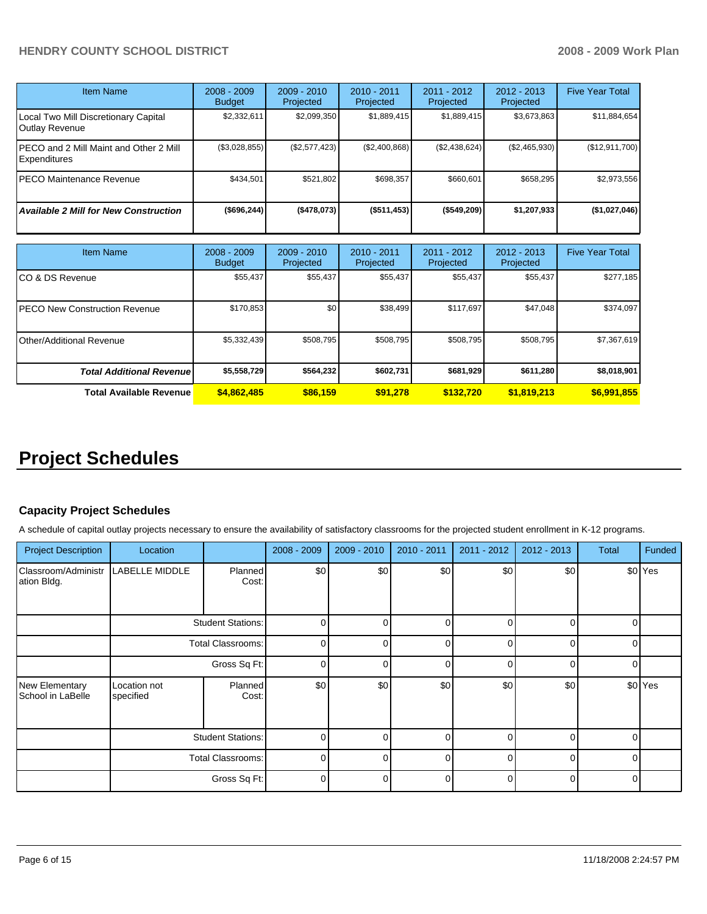| Item Name | 2008 - 2009 Budget | 2009 - 2010 Projected | 2010 - 2011 Projected | 2011 - 2012 Projected | 2012 - 2013 Projected | Five Year Total |
|---|---|---|---|---|---|---|
| Local Two Mill Discretionary Capital Outlay Revenue | $2,332,611 | $2,099,350 | $1,889,415 | $1,889,415 | $3,673,863 | $11,884,654 |
| PECO and 2 Mill Maint and Other 2 Mill Expenditures | ($3,028,855) | ($2,577,423) | ($2,400,868) | ($2,438,624) | ($2,465,930) | ($12,911,700) |
| PECO Maintenance Revenue | $434,501 | $521,802 | $698,357 | $660,601 | $658,295 | $2,973,556 |
| ***Available 2 Mill for New Construction*** | **($696,244)** | **($478,073)** | **($511,453)** | **($549,209)** | **$1,207,933** | **($1,027,046)** |

| Item Name | 2008 - 2009 Budget | 2009 - 2010 Projected | 2010 - 2011 Projected | 2011 - 2012 Projected | 2012 - 2013 Projected | Five Year Total |
|---|---|---|---|---|---|---|
| CO & DS Revenue | $55,437 | $55,437 | $55,437 | $55,437 | $55,437 | $277,185 |
| PECO New Construction Revenue | $170,853 | $0 | $38,499 | $117,697 | $47,048 | $374,097 |
| Other/Additional Revenue | $5,332,439 | $508,795 | $508,795 | $508,795 | $508,795 | $7,367,619 |
| ***Total Additional Revenue*** | **$5,558,729** | **$564,232** | **$602,731** | **$681,929** | **$611,280** | **$8,018,901** |
| **Total Available Revenue** | **$4,862,485** | **$86,159** | **$91,278** | **$132,720** | **$1,819,213** | **$6,991,855** |

# Project Schedules

### Capacity Project Schedules

A schedule of capital outlay projects necessary to ensure the availability of satisfactory classrooms for the projected student enrollment in K-12 programs.

| Project Description | Location | | 2008 - 2009 | 2009 - 2010 | 2010 - 2011 | 2011 - 2012 | 2012 - 2013 | Total | Funded |
|---|---|---|---|---|---|---|---|---|---|
| Classroom/Administration Bldg. | LABELLE MIDDLE | Planned Cost: | $0 | $0 | $0 | $0 | $0 | $0 | Yes |
| | | Student Stations: | 0 | 0 | 0 | 0 | 0 | 0 | |
| | | Total Classrooms: | 0 | 0 | 0 | 0 | 0 | 0 | |
| | | Gross Sq Ft: | 0 | 0 | 0 | 0 | 0 | 0 | |
| New Elementary School in LaBelle | Location not specified | Planned Cost: | $0 | $0 | $0 | $0 | $0 | $0 | Yes |
| | | Student Stations: | 0 | 0 | 0 | 0 | 0 | 0 | |
| | | Total Classrooms: | 0 | 0 | 0 | 0 | 0 | 0 | |
| | | Gross Sq Ft: | 0 | 0 | 0 | 0 | 0 | 0 | |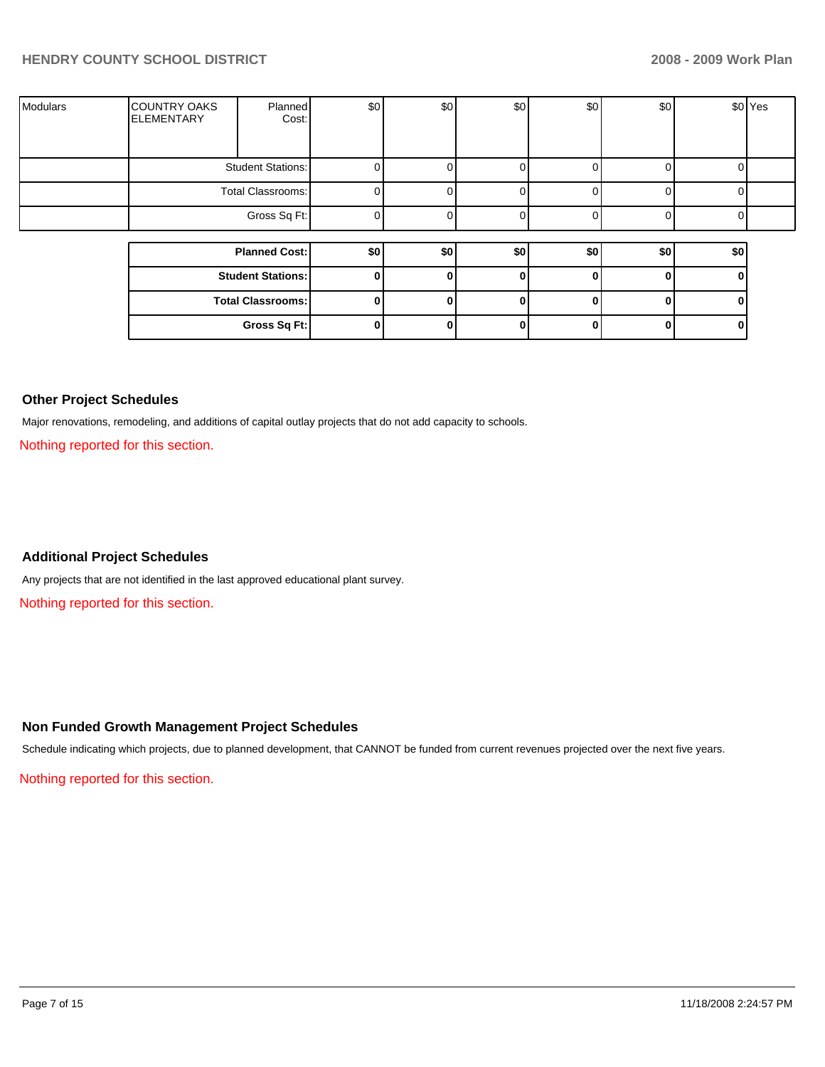| | | | | | | | | | |
|---|---|---|---|---|---|---|---|---|---|
| Modulars | COUNTRY OAKS ELEMENTARY | Planned Cost: | $0 | $0 | $0 | $0 | $0 | $0 | Yes |
| | | Student Stations: | 0 | 0 | 0 | 0 | 0 | 0 | |
| | | Total Classrooms: | 0 | 0 | 0 | 0 | 0 | 0 | |
| | | Gross Sq Ft: | 0 | 0 | 0 | 0 | 0 | 0 | |

| | | | | | | |
|---|---|---|---|---|---|---|
| **Planned Cost:** | **$0** | **$0** | **$0** | **$0** | **$0** | **$0** |
| **Student Stations:** | **0** | **0** | **0** | **0** | **0** | **0** |
| **Total Classrooms:** | **0** | **0** | **0** | **0** | **0** | **0** |
| **Gross Sq Ft:** | **0** | **0** | **0** | **0** | **0** | **0** |

### Other Project Schedules

Major renovations, remodeling, and additions of capital outlay projects that do not add capacity to schools.

Nothing reported for this section.

### Additional Project Schedules

Any projects that are not identified in the last approved educational plant survey.

Nothing reported for this section.

### Non Funded Growth Management Project Schedules

Schedule indicating which projects, due to planned development, that CANNOT be funded from current revenues projected over the next five years.

Nothing reported for this section.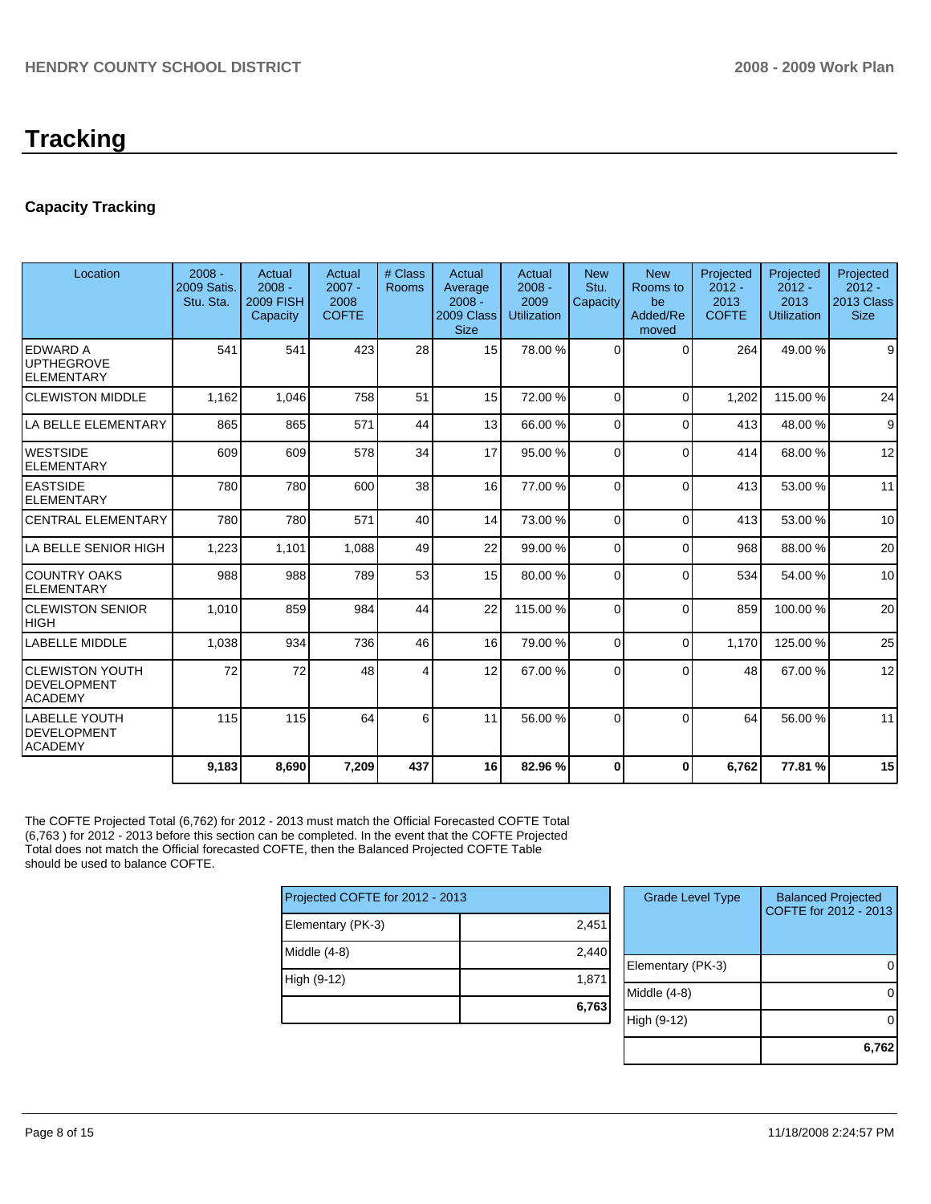# Tracking

### Capacity Tracking

| Location | 2008 - 2009 Satis. Stu. Sta. | Actual 2008 - 2009 FISH Capacity | Actual 2007 - 2008 COFTE | # Class Rooms | Actual Average 2008 - 2009 Class Size | Actual 2008 - 2009 Utilization | New Stu. Capacity | New Rooms to be Added/Removed | Projected 2012 - 2013 COFTE | Projected 2012 - 2013 Utilization | Projected 2012 - 2013 Class Size |
|---|---|---|---|---|---|---|---|---|---|---|---|
| EDWARD A UPTHEGROVE ELEMENTARY | 541 | 541 | 423 | 28 | 15 | 78.00 % | 0 | 0 | 264 | 49.00 % | 9 |
| CLEWISTON MIDDLE | 1,162 | 1,046 | 758 | 51 | 15 | 72.00 % | 0 | 0 | 1,202 | 115.00 % | 24 |
| LA BELLE ELEMENTARY | 865 | 865 | 571 | 44 | 13 | 66.00 % | 0 | 0 | 413 | 48.00 % | 9 |
| WESTSIDE ELEMENTARY | 609 | 609 | 578 | 34 | 17 | 95.00 % | 0 | 0 | 414 | 68.00 % | 12 |
| EASTSIDE ELEMENTARY | 780 | 780 | 600 | 38 | 16 | 77.00 % | 0 | 0 | 413 | 53.00 % | 11 |
| CENTRAL ELEMENTARY | 780 | 780 | 571 | 40 | 14 | 73.00 % | 0 | 0 | 413 | 53.00 % | 10 |
| LA BELLE SENIOR HIGH | 1,223 | 1,101 | 1,088 | 49 | 22 | 99.00 % | 0 | 0 | 968 | 88.00 % | 20 |
| COUNTRY OAKS ELEMENTARY | 988 | 988 | 789 | 53 | 15 | 80.00 % | 0 | 0 | 534 | 54.00 % | 10 |
| CLEWISTON SENIOR HIGH | 1,010 | 859 | 984 | 44 | 22 | 115.00 % | 0 | 0 | 859 | 100.00 % | 20 |
| LABELLE MIDDLE | 1,038 | 934 | 736 | 46 | 16 | 79.00 % | 0 | 0 | 1,170 | 125.00 % | 25 |
| CLEWISTON YOUTH DEVELOPMENT ACADEMY | 72 | 72 | 48 | 4 | 12 | 67.00 % | 0 | 0 | 48 | 67.00 % | 12 |
| LABELLE YOUTH DEVELOPMENT ACADEMY | 115 | 115 | 64 | 6 | 11 | 56.00 % | 0 | 0 | 64 | 56.00 % | 11 |
| | **9,183** | **8,690** | **7,209** | **437** | **16** | **82.96 %** | **0** | **0** | **6,762** | **77.81 %** | **15** |

The COFTE Projected Total (6,762) for 2012 - 2013 must match the Official Forecasted COFTE Total (6,763 ) for 2012 - 2013 before this section can be completed. In the event that the COFTE Projected Total does not match the Official forecasted COFTE, then the Balanced Projected COFTE Table should be used to balance COFTE.

| Projected COFTE for 2012 - 2013 | |
|---|---|
| Elementary (PK-3) | 2,451 |
| Middle (4-8) | 2,440 |
| High (9-12) | 1,871 |
| | **6,763** |

| Grade Level Type | Balanced Projected COFTE for 2012 - 2013 |
|---|---|
| Elementary (PK-3) | 0 |
| Middle (4-8) | 0 |
| High (9-12) | 0 |
| | **6,762** |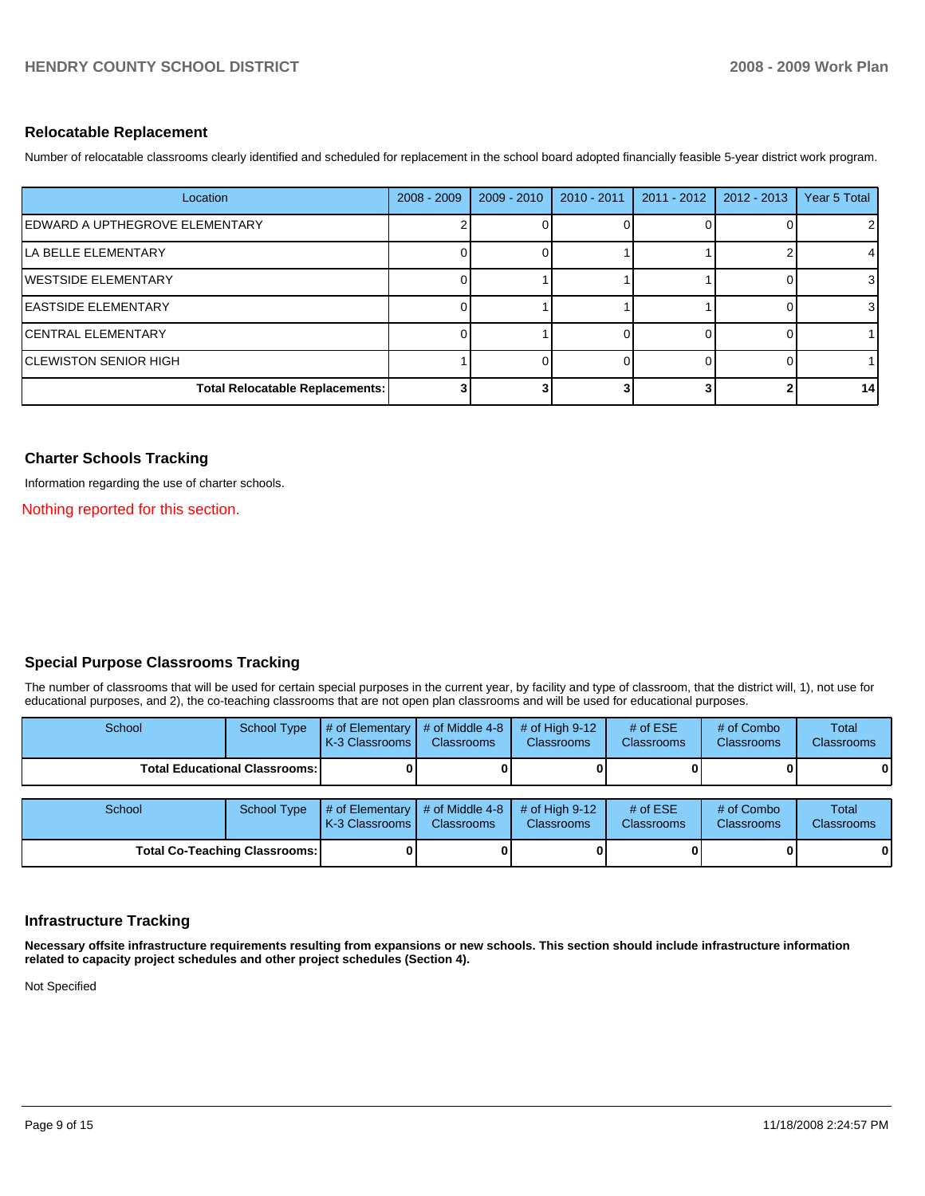## Relocatable Replacement

Number of relocatable classrooms clearly identified and scheduled for replacement in the school board adopted financially feasible 5-year district work program.

| Location | 2008 - 2009 | 2009 - 2010 | 2010 - 2011 | 2011 - 2012 | 2012 - 2013 | Year 5 Total |
|---|---|---|---|---|---|---|
| EDWARD A UPTHEGROVE ELEMENTARY | 2 | 0 | 0 | 0 | 0 | 2 |
| LA BELLE ELEMENTARY | 0 | 0 | 1 | 1 | 2 | 4 |
| WESTSIDE ELEMENTARY | 0 | 1 | 1 | 1 | 0 | 3 |
| EASTSIDE ELEMENTARY | 0 | 1 | 1 | 1 | 0 | 3 |
| CENTRAL ELEMENTARY | 0 | 1 | 0 | 0 | 0 | 1 |
| CLEWISTON SENIOR HIGH | 1 | 0 | 0 | 0 | 0 | 1 |
| **Total Relocatable Replacements:** | **3** | **3** | **3** | **3** | **2** | **14** |

## Charter Schools Tracking

Information regarding the use of charter schools.

Nothing reported for this section.

## Special Purpose Classrooms Tracking

The number of classrooms that will be used for certain special purposes in the current year, by facility and type of classroom, that the district will, 1), not use for educational purposes, and 2), the co-teaching classrooms that are not open plan classrooms and will be used for educational purposes.

| School | School Type | # of Elementary K-3 Classrooms | # of Middle 4-8 Classrooms | # of High 9-12 Classrooms | # of ESE Classrooms | # of Combo Classrooms | Total Classrooms |
|---|---|---|---|---|---|---|---|
| **Total Educational Classrooms:** | | **0** | **0** | **0** | **0** | **0** | **0** |

| School | School Type | # of Elementary K-3 Classrooms | # of Middle 4-8 Classrooms | # of High 9-12 Classrooms | # of ESE Classrooms | # of Combo Classrooms | Total Classrooms |
|---|---|---|---|---|---|---|---|
| **Total Co-Teaching Classrooms:** | | **0** | **0** | **0** | **0** | **0** | **0** |

## Infrastructure Tracking

**Necessary offsite infrastructure requirements resulting from expansions or new schools. This section should include infrastructure information related to capacity project schedules and other project schedules (Section 4).**

Not Specified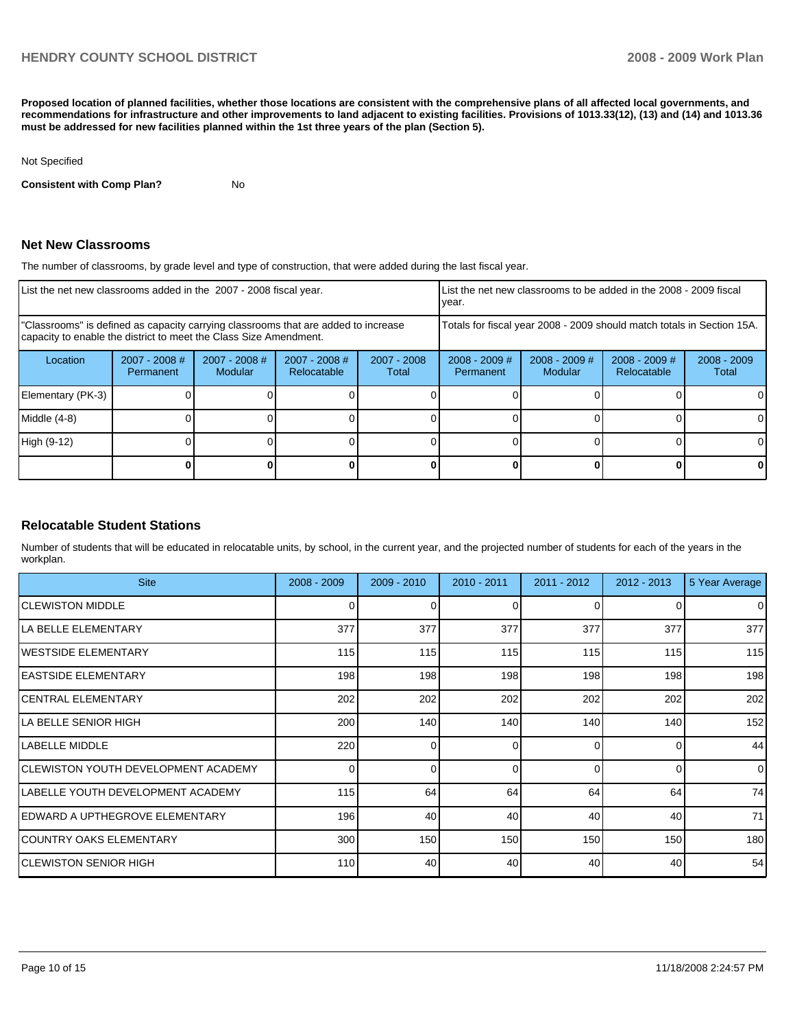**Proposed location of planned facilities, whether those locations are consistent with the comprehensive plans of all affected local governments, and recommendations for infrastructure and other improvements to land adjacent to existing facilities. Provisions of 1013.33(12), (13) and (14) and 1013.36 must be addressed for new facilities planned within the 1st three years of the plan (Section 5).**

Not Specified

**Consistent with Comp Plan?** No

## Net New Classrooms

The number of classrooms, by grade level and type of construction, that were added during the last fiscal year.

| List the net new classrooms added in the 2007 - 2008 fiscal year. | | | | | List the net new classrooms to be added in the 2008 - 2009 fiscal year. | | | |
|---|---|---|---|---|---|---|---|---|
| "Classrooms" is defined as capacity carrying classrooms that are added to increase capacity to enable the district to meet the Class Size Amendment. | | | | | Totals for fiscal year 2008 - 2009 should match totals in Section 15A. | | | |
| Location | 2007 - 2008 # Permanent | 2007 - 2008 # Modular | 2007 - 2008 # Relocatable | 2007 - 2008 Total | 2008 - 2009 # Permanent | 2008 - 2009 # Modular | 2008 - 2009 # Relocatable | 2008 - 2009 Total |
| Elementary (PK-3) | 0 | 0 | 0 | 0 | 0 | 0 | 0 | 0 |
| Middle (4-8) | 0 | 0 | 0 | 0 | 0 | 0 | 0 | 0 |
| High (9-12) | 0 | 0 | 0 | 0 | 0 | 0 | 0 | 0 |
| | **0** | **0** | **0** | **0** | **0** | **0** | **0** | **0** |

## Relocatable Student Stations

Number of students that will be educated in relocatable units, by school, in the current year, and the projected number of students for each of the years in the workplan.

| Site | 2008 - 2009 | 2009 - 2010 | 2010 - 2011 | 2011 - 2012 | 2012 - 2013 | 5 Year Average |
|---|---|---|---|---|---|---|
| CLEWISTON MIDDLE | 0 | 0 | 0 | 0 | 0 | 0 |
| LA BELLE ELEMENTARY | 377 | 377 | 377 | 377 | 377 | 377 |
| WESTSIDE ELEMENTARY | 115 | 115 | 115 | 115 | 115 | 115 |
| EASTSIDE ELEMENTARY | 198 | 198 | 198 | 198 | 198 | 198 |
| CENTRAL ELEMENTARY | 202 | 202 | 202 | 202 | 202 | 202 |
| LA BELLE SENIOR HIGH | 200 | 140 | 140 | 140 | 140 | 152 |
| LABELLE MIDDLE | 220 | 0 | 0 | 0 | 0 | 44 |
| CLEWISTON YOUTH DEVELOPMENT ACADEMY | 0 | 0 | 0 | 0 | 0 | 0 |
| LABELLE YOUTH DEVELOPMENT ACADEMY | 115 | 64 | 64 | 64 | 64 | 74 |
| EDWARD A UPTHEGROVE ELEMENTARY | 196 | 40 | 40 | 40 | 40 | 71 |
| COUNTRY OAKS ELEMENTARY | 300 | 150 | 150 | 150 | 150 | 180 |
| CLEWISTON SENIOR HIGH | 110 | 40 | 40 | 40 | 40 | 54 |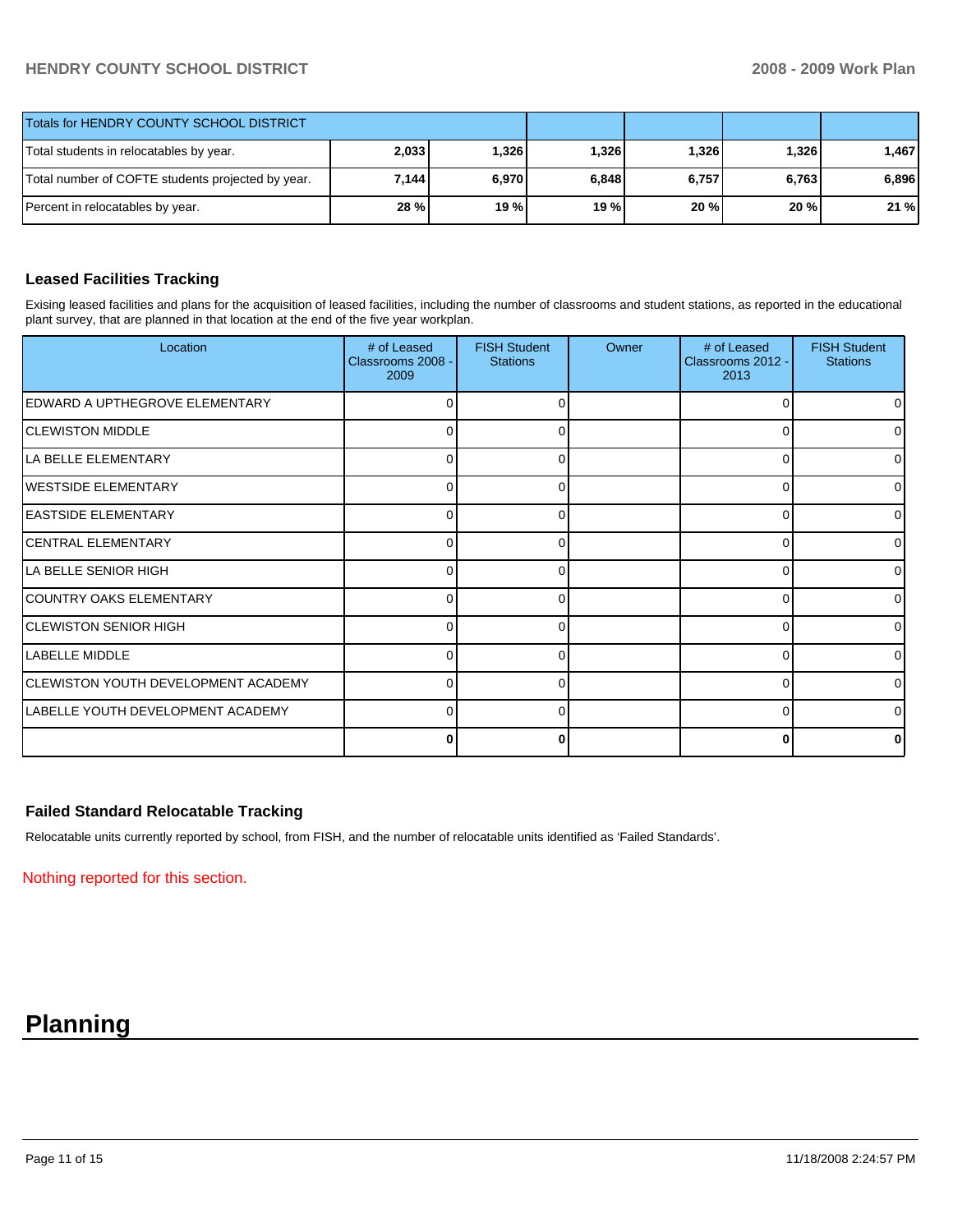| Totals for HENDRY COUNTY SCHOOL DISTRICT | | | | | | |
|---|---|---|---|---|---|---|
| Total students in relocatables by year. | 2,033 | 1,326 | 1,326 | 1,326 | 1,326 | 1,467 |
| Total number of COFTE students projected by year. | 7,144 | 6,970 | 6,848 | 6,757 | 6,763 | 6,896 |
| Percent in relocatables by year. | 28 % | 19 % | 19 % | 20 % | 20 % | 21 % |

### Leased Facilities Tracking

Exising leased facilities and plans for the acquisition of leased facilities, including the number of classrooms and student stations, as reported in the educational plant survey, that are planned in that location at the end of the five year workplan.

| Location | # of Leased Classrooms 2008 - 2009 | FISH Student Stations | Owner | # of Leased Classrooms 2012 - 2013 | FISH Student Stations |
|---|---|---|---|---|---|
| EDWARD A UPTHEGROVE ELEMENTARY | 0 | 0 | | 0 | 0 |
| CLEWISTON MIDDLE | 0 | 0 | | 0 | 0 |
| LA BELLE ELEMENTARY | 0 | 0 | | 0 | 0 |
| WESTSIDE ELEMENTARY | 0 | 0 | | 0 | 0 |
| EASTSIDE ELEMENTARY | 0 | 0 | | 0 | 0 |
| CENTRAL ELEMENTARY | 0 | 0 | | 0 | 0 |
| LA BELLE SENIOR HIGH | 0 | 0 | | 0 | 0 |
| COUNTRY OAKS ELEMENTARY | 0 | 0 | | 0 | 0 |
| CLEWISTON SENIOR HIGH | 0 | 0 | | 0 | 0 |
| LABELLE MIDDLE | 0 | 0 | | 0 | 0 |
| CLEWISTON YOUTH DEVELOPMENT ACADEMY | 0 | 0 | | 0 | 0 |
| LABELLE YOUTH DEVELOPMENT ACADEMY | 0 | 0 | | 0 | 0 |
| | **0** | **0** | | **0** | **0** |

### Failed Standard Relocatable Tracking

Relocatable units currently reported by school, from FISH, and the number of relocatable units identified as 'Failed Standards'.

Nothing reported for this section.

# Planning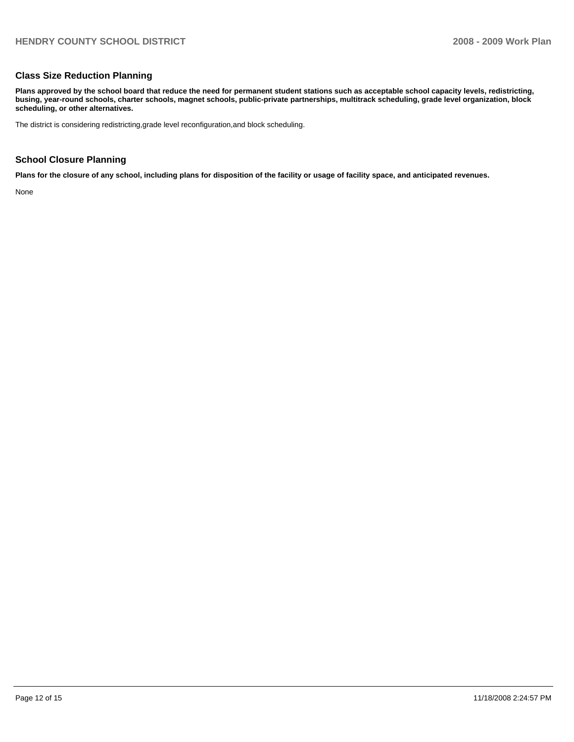## Class Size Reduction Planning

**Plans approved by the school board that reduce the need for permanent student stations such as acceptable school capacity levels, redistricting, busing, year-round schools, charter schools, magnet schools, public-private partnerships, multitrack scheduling, grade level organization, block scheduling, or other alternatives.**

The district is considering redistricting,grade level reconfiguration,and block scheduling.

## School Closure Planning

**Plans for the closure of any school, including plans for disposition of the facility or usage of facility space, and anticipated revenues.**

None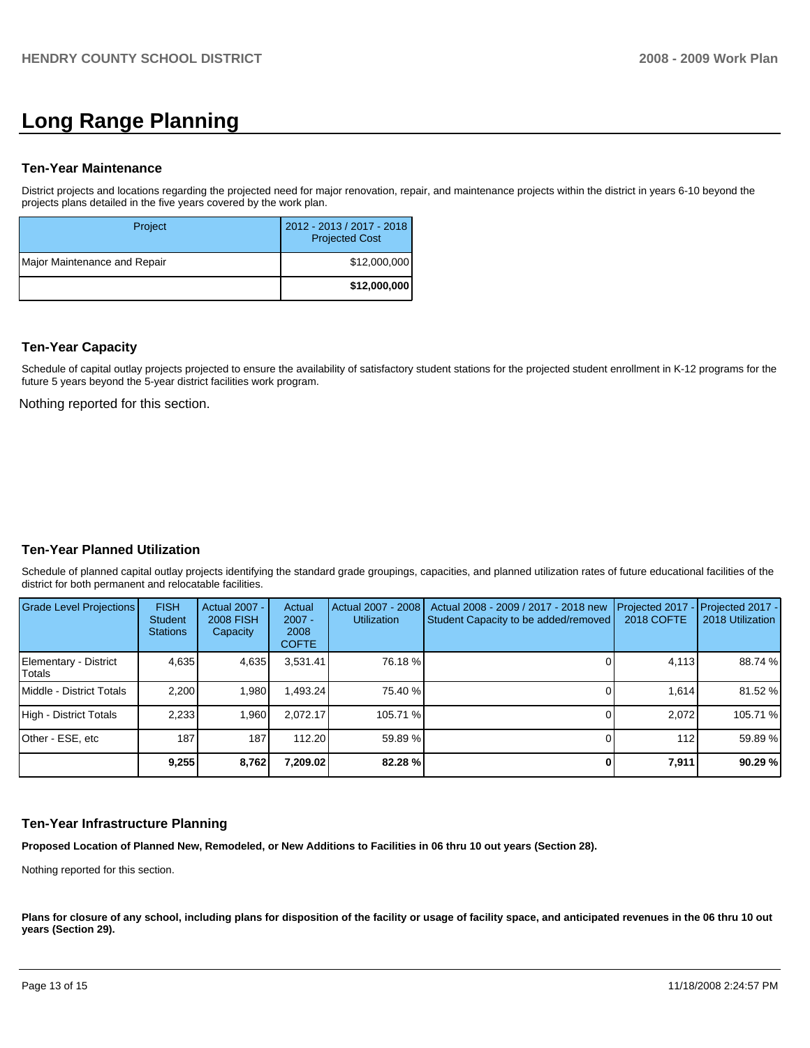# Long Range Planning

## Ten-Year Maintenance

District projects and locations regarding the projected need for major renovation, repair, and maintenance projects within the district in years 6-10 beyond the projects plans detailed in the five years covered by the work plan.

| Project | 2012 - 2013 / 2017 - 2018 Projected Cost |
|---|---|
| Major Maintenance and Repair | $12,000,000 |
| | **$12,000,000** |

## Ten-Year Capacity

Schedule of capital outlay projects projected to ensure the availability of satisfactory student stations for the projected student enrollment in K-12 programs for the future 5 years beyond the 5-year district facilities work program.

Nothing reported for this section.

## Ten-Year Planned Utilization

Schedule of planned capital outlay projects identifying the standard grade groupings, capacities, and planned utilization rates of future educational facilities of the district for both permanent and relocatable facilities.

| Grade Level Projections | FISH Student Stations | Actual 2007 - 2008 FISH Capacity | Actual 2007 - 2008 COFTE | Actual 2007 - 2008 Utilization | Actual 2008 - 2009 / 2017 - 2018 new Student Capacity to be added/removed | Projected 2017 - 2018 COFTE | Projected 2017 - 2018 Utilization |
|---|---|---|---|---|---|---|---|
| Elementary - District Totals | 4,635 | 4,635 | 3,531.41 | 76.18 % | 0 | 4,113 | 88.74 % |
| Middle - District Totals | 2,200 | 1,980 | 1,493.24 | 75.40 % | 0 | 1,614 | 81.52 % |
| High - District Totals | 2,233 | 1,960 | 2,072.17 | 105.71 % | 0 | 2,072 | 105.71 % |
| Other - ESE, etc | 187 | 187 | 112.20 | 59.89 % | 0 | 112 | 59.89 % |
| | **9,255** | **8,762** | **7,209.02** | **82.28 %** | **0** | **7,911** | **90.29 %** |

## Ten-Year Infrastructure Planning

**Proposed Location of Planned New, Remodeled, or New Additions to Facilities in 06 thru 10 out years (Section 28).**

Nothing reported for this section.

**Plans for closure of any school, including plans for disposition of the facility or usage of facility space, and anticipated revenues in the 06 thru 10 out years (Section 29).**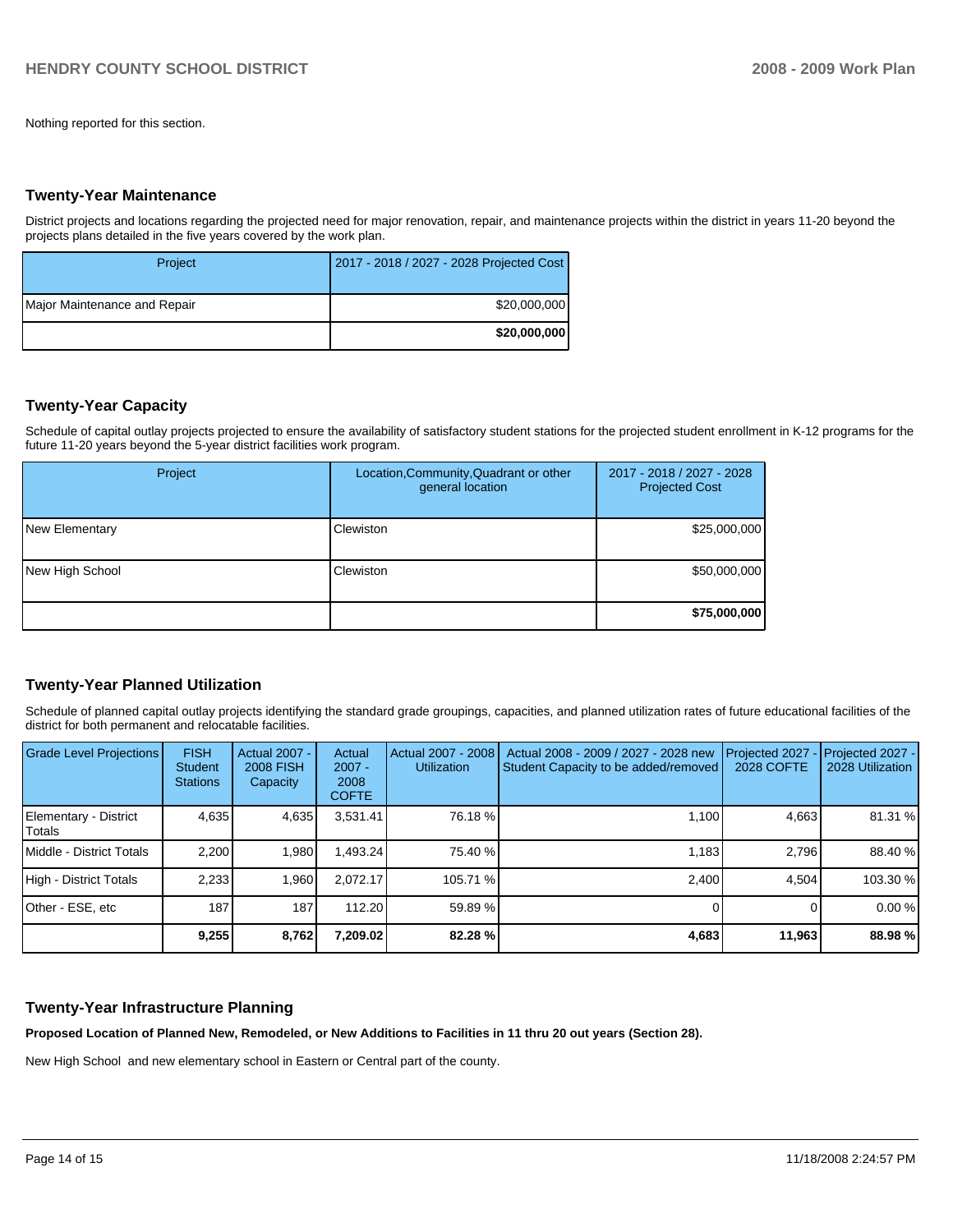Nothing reported for this section.

## Twenty-Year Maintenance

District projects and locations regarding the projected need for major renovation, repair, and maintenance projects within the district in years 11-20 beyond the projects plans detailed in the five years covered by the work plan.

| Project | 2017 - 2018 / 2027 - 2028 Projected Cost |
|---|---|
| Major Maintenance and Repair | $20,000,000 |
| | **$20,000,000** |

## Twenty-Year Capacity

Schedule of capital outlay projects projected to ensure the availability of satisfactory student stations for the projected student enrollment in K-12 programs for the future 11-20 years beyond the 5-year district facilities work program.

| Project | Location,Community,Quadrant or other general location | 2017 - 2018 / 2027 - 2028 Projected Cost |
|---|---|---|
| New Elementary | Clewiston | $25,000,000 |
| New High School | Clewiston | $50,000,000 |
| | | **$75,000,000** |

## Twenty-Year Planned Utilization

Schedule of planned capital outlay projects identifying the standard grade groupings, capacities, and planned utilization rates of future educational facilities of the district for both permanent and relocatable facilities.

| Grade Level Projections | FISH Student Stations | Actual 2007 - 2008 FISH Capacity | Actual 2007 - 2008 COFTE | Actual 2007 - 2008 Utilization | Actual 2008 - 2009 / 2027 - 2028 new Student Capacity to be added/removed | Projected 2027 - 2028 COFTE | Projected 2027 - 2028 Utilization |
|---|---|---|---|---|---|---|---|
| Elementary - District Totals | 4,635 | 4,635 | 3,531.41 | 76.18 % | 1,100 | 4,663 | 81.31 % |
| Middle - District Totals | 2,200 | 1,980 | 1,493.24 | 75.40 % | 1,183 | 2,796 | 88.40 % |
| High - District Totals | 2,233 | 1,960 | 2,072.17 | 105.71 % | 2,400 | 4,504 | 103.30 % |
| Other - ESE, etc | 187 | 187 | 112.20 | 59.89 % | 0 | 0 | 0.00 % |
| | **9,255** | **8,762** | **7,209.02** | **82.28 %** | **4,683** | **11,963** | **88.98 %** |

## Twenty-Year Infrastructure Planning

**Proposed Location of Planned New, Remodeled, or New Additions to Facilities in 11 thru 20 out years (Section 28).**

New High School and new elementary school in Eastern or Central part of the county.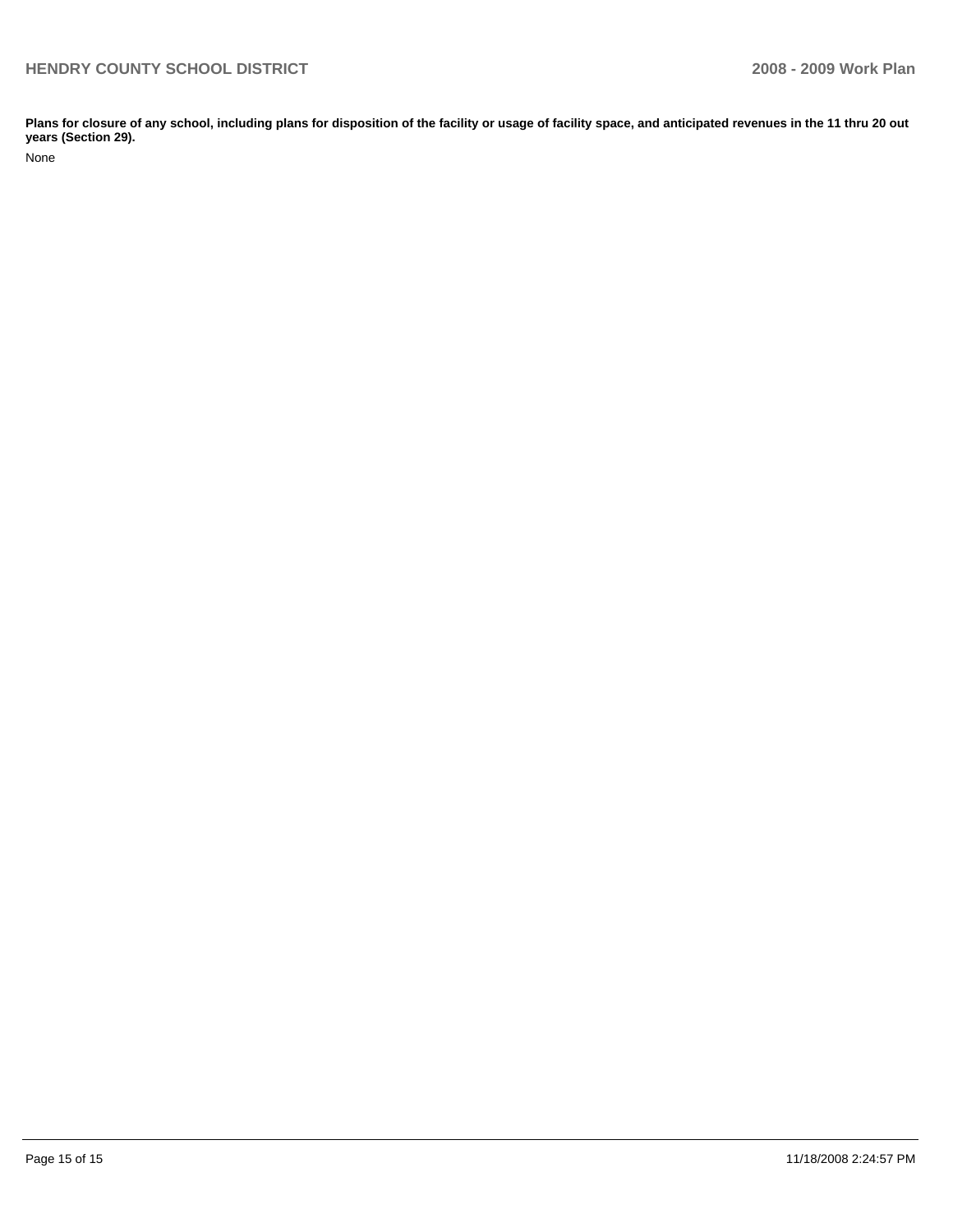**Plans for closure of any school, including plans for disposition of the facility or usage of facility space, and anticipated revenues in the 11 thru 20 out years (Section 29).**

None